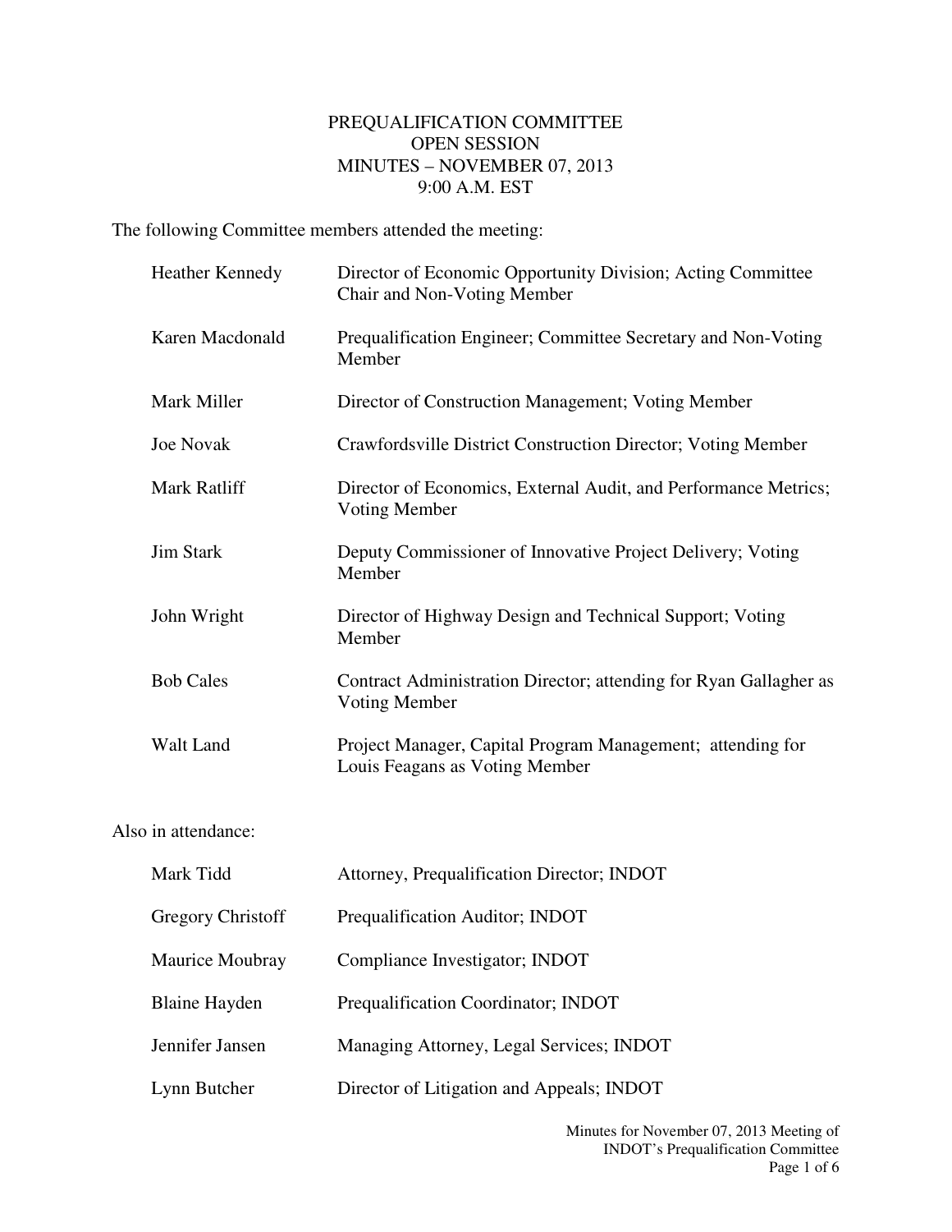# PREQUALIFICATION COMMITTEE
## OPEN SESSION
## MINUTES – NOVEMBER 07, 2013
## 9:00 A.M. EST

The following Committee members attended the meeting:

| | |
|---|---|
| Heather Kennedy | Director of Economic Opportunity Division; Acting Committee Chair and Non-Voting Member |
| Karen Macdonald | Prequalification Engineer; Committee Secretary and Non-Voting Member |
| Mark Miller | Director of Construction Management; Voting Member |
| Joe Novak | Crawfordsville District Construction Director; Voting Member |
| Mark Ratliff | Director of Economics, External Audit, and Performance Metrics; Voting Member |
| Jim Stark | Deputy Commissioner of Innovative Project Delivery; Voting Member |
| John Wright | Director of Highway Design and Technical Support; Voting Member |
| Bob Cales | Contract Administration Director; attending for Ryan Gallagher as Voting Member |
| Walt Land | Project Manager, Capital Program Management; attending for Louis Feagans as Voting Member |

Also in attendance:

| | |
|---|---|
| Mark Tidd | Attorney, Prequalification Director; INDOT |
| Gregory Christoff | Prequalification Auditor; INDOT |
| Maurice Moubray | Compliance Investigator; INDOT |
| Blaine Hayden | Prequalification Coordinator; INDOT |
| Jennifer Jansen | Managing Attorney, Legal Services; INDOT |
| Lynn Butcher | Director of Litigation and Appeals; INDOT |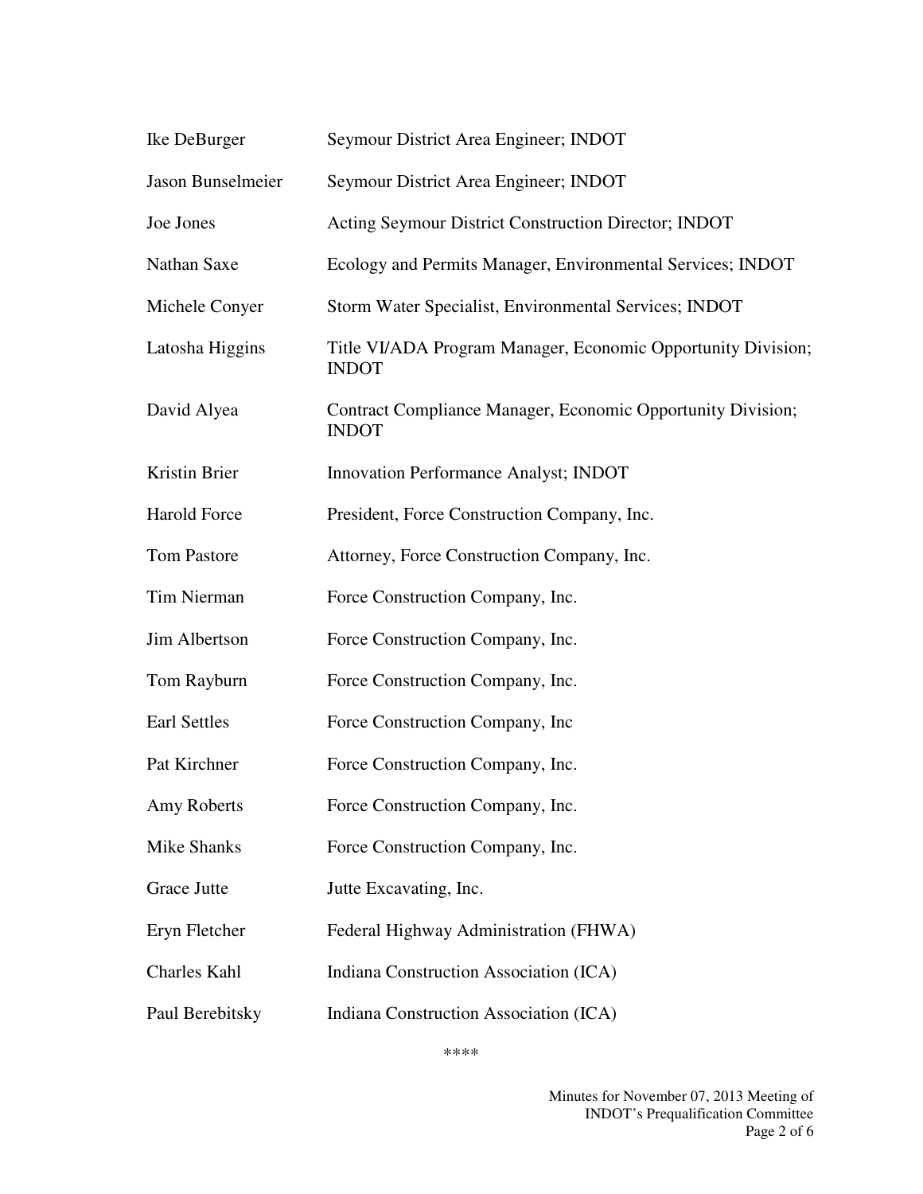| | |
|---|---|
| Ike DeBurger | Seymour District Area Engineer; INDOT |
| Jason Bunselmeier | Seymour District Area Engineer; INDOT |
| Joe Jones | Acting Seymour District Construction Director; INDOT |
| Nathan Saxe | Ecology and Permits Manager, Environmental Services; INDOT |
| Michele Conyer | Storm Water Specialist, Environmental Services; INDOT |
| Latosha Higgins | Title VI/ADA Program Manager, Economic Opportunity Division; INDOT |
| David Alyea | Contract Compliance Manager, Economic Opportunity Division; INDOT |
| Kristin Brier | Innovation Performance Analyst; INDOT |
| Harold Force | President, Force Construction Company, Inc. |
| Tom Pastore | Attorney, Force Construction Company, Inc. |
| Tim Nierman | Force Construction Company, Inc. |
| Jim Albertson | Force Construction Company, Inc. |
| Tom Rayburn | Force Construction Company, Inc. |
| Earl Settles | Force Construction Company, Inc |
| Pat Kirchner | Force Construction Company, Inc. |
| Amy Roberts | Force Construction Company, Inc. |
| Mike Shanks | Force Construction Company, Inc. |
| Grace Jutte | Jutte Excavating, Inc. |
| Eryn Fletcher | Federal Highway Administration (FHWA) |
| Charles Kahl | Indiana Construction Association (ICA) |
| Paul Berebitsky | Indiana Construction Association (ICA) |

****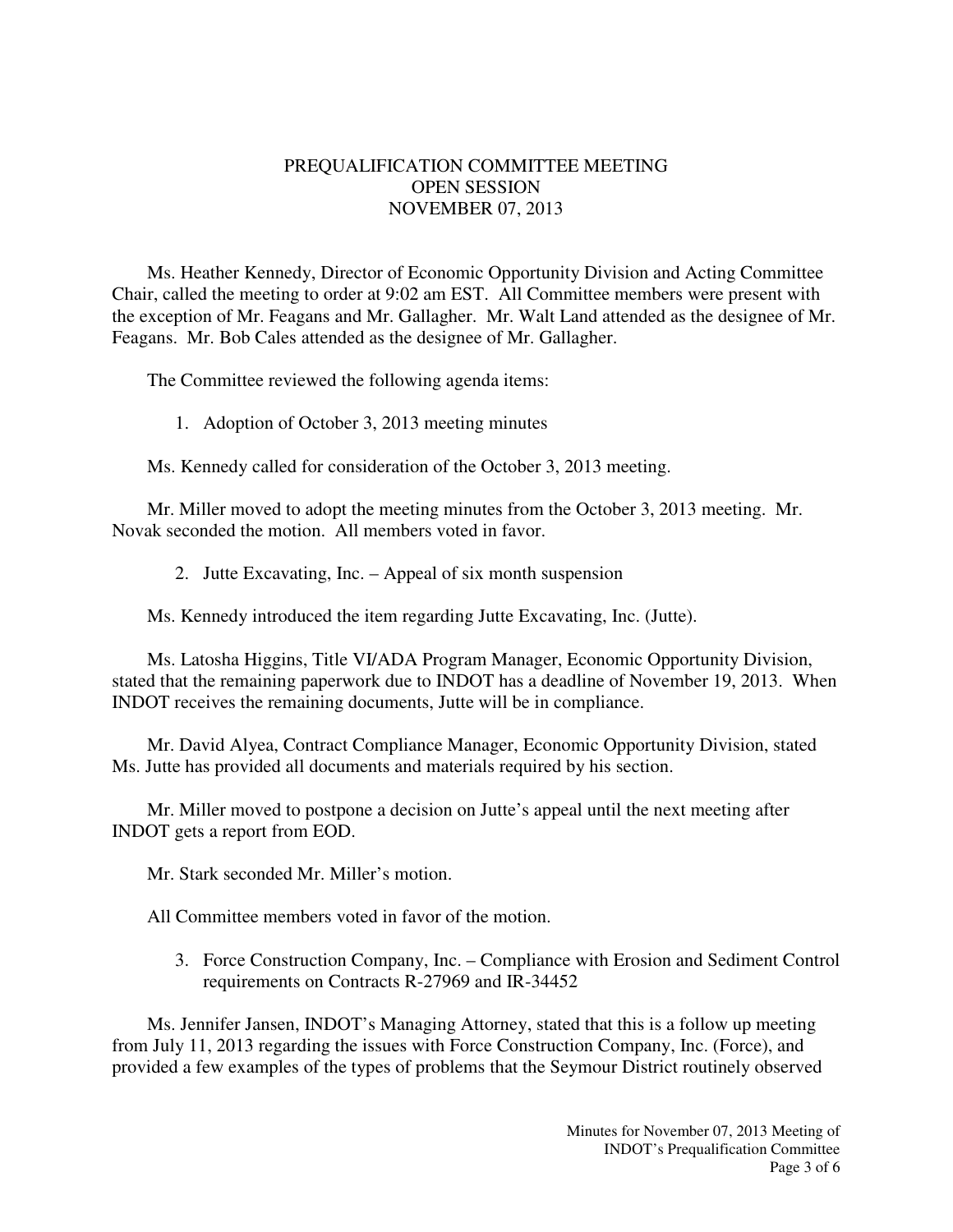# PREQUALIFICATION COMMITTEE MEETING
## OPEN SESSION
## NOVEMBER 07, 2013

Ms. Heather Kennedy, Director of Economic Opportunity Division and Acting Committee Chair, called the meeting to order at 9:02 am EST. All Committee members were present with the exception of Mr. Feagans and Mr. Gallagher. Mr. Walt Land attended as the designee of Mr. Feagans. Mr. Bob Cales attended as the designee of Mr. Gallagher.

The Committee reviewed the following agenda items:

1. Adoption of October 3, 2013 meeting minutes

Ms. Kennedy called for consideration of the October 3, 2013 meeting.

Mr. Miller moved to adopt the meeting minutes from the October 3, 2013 meeting. Mr. Novak seconded the motion. All members voted in favor.

2. Jutte Excavating, Inc. – Appeal of six month suspension

Ms. Kennedy introduced the item regarding Jutte Excavating, Inc. (Jutte).

Ms. Latosha Higgins, Title VI/ADA Program Manager, Economic Opportunity Division, stated that the remaining paperwork due to INDOT has a deadline of November 19, 2013. When INDOT receives the remaining documents, Jutte will be in compliance.

Mr. David Alyea, Contract Compliance Manager, Economic Opportunity Division, stated Ms. Jutte has provided all documents and materials required by his section.

Mr. Miller moved to postpone a decision on Jutte's appeal until the next meeting after INDOT gets a report from EOD.

Mr. Stark seconded Mr. Miller's motion.

All Committee members voted in favor of the motion.

3. Force Construction Company, Inc. – Compliance with Erosion and Sediment Control requirements on Contracts R-27969 and IR-34452

Ms. Jennifer Jansen, INDOT's Managing Attorney, stated that this is a follow up meeting from July 11, 2013 regarding the issues with Force Construction Company, Inc. (Force), and provided a few examples of the types of problems that the Seymour District routinely observed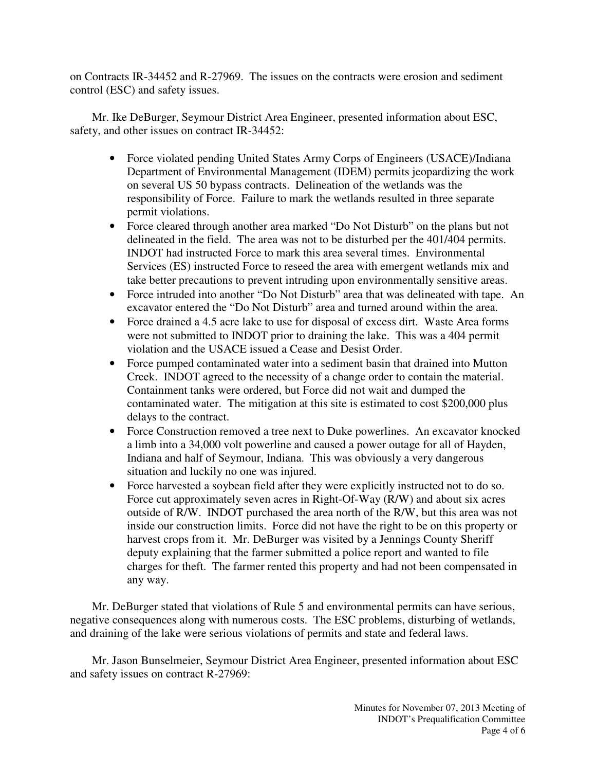on Contracts IR-34452 and R-27969. The issues on the contracts were erosion and sediment control (ESC) and safety issues.

Mr. Ike DeBurger, Seymour District Area Engineer, presented information about ESC, safety, and other issues on contract IR-34452:

- Force violated pending United States Army Corps of Engineers (USACE)/Indiana Department of Environmental Management (IDEM) permits jeopardizing the work on several US 50 bypass contracts. Delineation of the wetlands was the responsibility of Force. Failure to mark the wetlands resulted in three separate permit violations.
- Force cleared through another area marked "Do Not Disturb" on the plans but not delineated in the field. The area was not to be disturbed per the 401/404 permits. INDOT had instructed Force to mark this area several times. Environmental Services (ES) instructed Force to reseed the area with emergent wetlands mix and take better precautions to prevent intruding upon environmentally sensitive areas.
- Force intruded into another "Do Not Disturb" area that was delineated with tape. An excavator entered the "Do Not Disturb" area and turned around within the area.
- Force drained a 4.5 acre lake to use for disposal of excess dirt. Waste Area forms were not submitted to INDOT prior to draining the lake. This was a 404 permit violation and the USACE issued a Cease and Desist Order.
- Force pumped contaminated water into a sediment basin that drained into Mutton Creek. INDOT agreed to the necessity of a change order to contain the material. Containment tanks were ordered, but Force did not wait and dumped the contaminated water. The mitigation at this site is estimated to cost $200,000 plus delays to the contract.
- Force Construction removed a tree next to Duke powerlines. An excavator knocked a limb into a 34,000 volt powerline and caused a power outage for all of Hayden, Indiana and half of Seymour, Indiana. This was obviously a very dangerous situation and luckily no one was injured.
- Force harvested a soybean field after they were explicitly instructed not to do so. Force cut approximately seven acres in Right-Of-Way (R/W) and about six acres outside of R/W. INDOT purchased the area north of the R/W, but this area was not inside our construction limits. Force did not have the right to be on this property or harvest crops from it. Mr. DeBurger was visited by a Jennings County Sheriff deputy explaining that the farmer submitted a police report and wanted to file charges for theft. The farmer rented this property and had not been compensated in any way.

Mr. DeBurger stated that violations of Rule 5 and environmental permits can have serious, negative consequences along with numerous costs. The ESC problems, disturbing of wetlands, and draining of the lake were serious violations of permits and state and federal laws.

Mr. Jason Bunselmeier, Seymour District Area Engineer, presented information about ESC and safety issues on contract R-27969: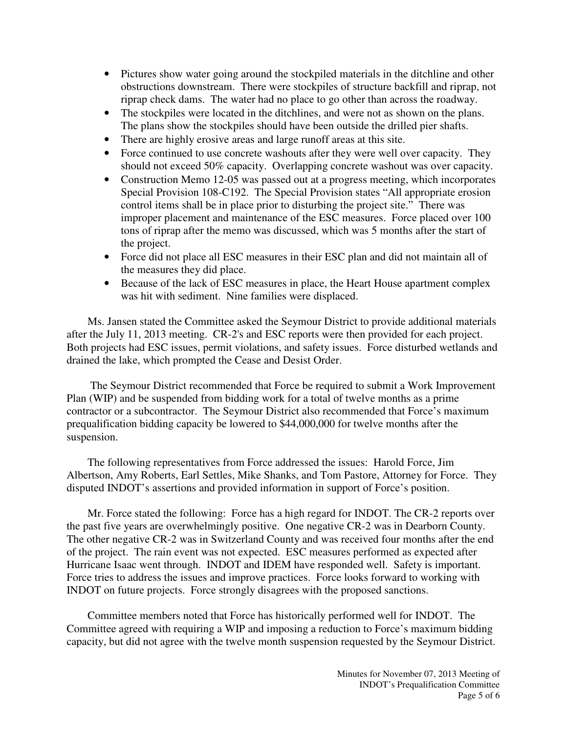- Pictures show water going around the stockpiled materials in the ditchline and other obstructions downstream. There were stockpiles of structure backfill and riprap, not riprap check dams. The water had no place to go other than across the roadway.
- The stockpiles were located in the ditchlines, and were not as shown on the plans. The plans show the stockpiles should have been outside the drilled pier shafts.
- There are highly erosive areas and large runoff areas at this site.
- Force continued to use concrete washouts after they were well over capacity. They should not exceed 50% capacity. Overlapping concrete washout was over capacity.
- Construction Memo 12-05 was passed out at a progress meeting, which incorporates Special Provision 108-C192. The Special Provision states "All appropriate erosion control items shall be in place prior to disturbing the project site." There was improper placement and maintenance of the ESC measures. Force placed over 100 tons of riprap after the memo was discussed, which was 5 months after the start of the project.
- Force did not place all ESC measures in their ESC plan and did not maintain all of the measures they did place.
- Because of the lack of ESC measures in place, the Heart House apartment complex was hit with sediment. Nine families were displaced.

Ms. Jansen stated the Committee asked the Seymour District to provide additional materials after the July 11, 2013 meeting. CR-2's and ESC reports were then provided for each project. Both projects had ESC issues, permit violations, and safety issues. Force disturbed wetlands and drained the lake, which prompted the Cease and Desist Order.

The Seymour District recommended that Force be required to submit a Work Improvement Plan (WIP) and be suspended from bidding work for a total of twelve months as a prime contractor or a subcontractor. The Seymour District also recommended that Force's maximum prequalification bidding capacity be lowered to $44,000,000 for twelve months after the suspension.

The following representatives from Force addressed the issues: Harold Force, Jim Albertson, Amy Roberts, Earl Settles, Mike Shanks, and Tom Pastore, Attorney for Force. They disputed INDOT's assertions and provided information in support of Force's position.

Mr. Force stated the following: Force has a high regard for INDOT. The CR-2 reports over the past five years are overwhelmingly positive. One negative CR-2 was in Dearborn County. The other negative CR-2 was in Switzerland County and was received four months after the end of the project. The rain event was not expected. ESC measures performed as expected after Hurricane Isaac went through. INDOT and IDEM have responded well. Safety is important. Force tries to address the issues and improve practices. Force looks forward to working with INDOT on future projects. Force strongly disagrees with the proposed sanctions.

Committee members noted that Force has historically performed well for INDOT. The Committee agreed with requiring a WIP and imposing a reduction to Force's maximum bidding capacity, but did not agree with the twelve month suspension requested by the Seymour District.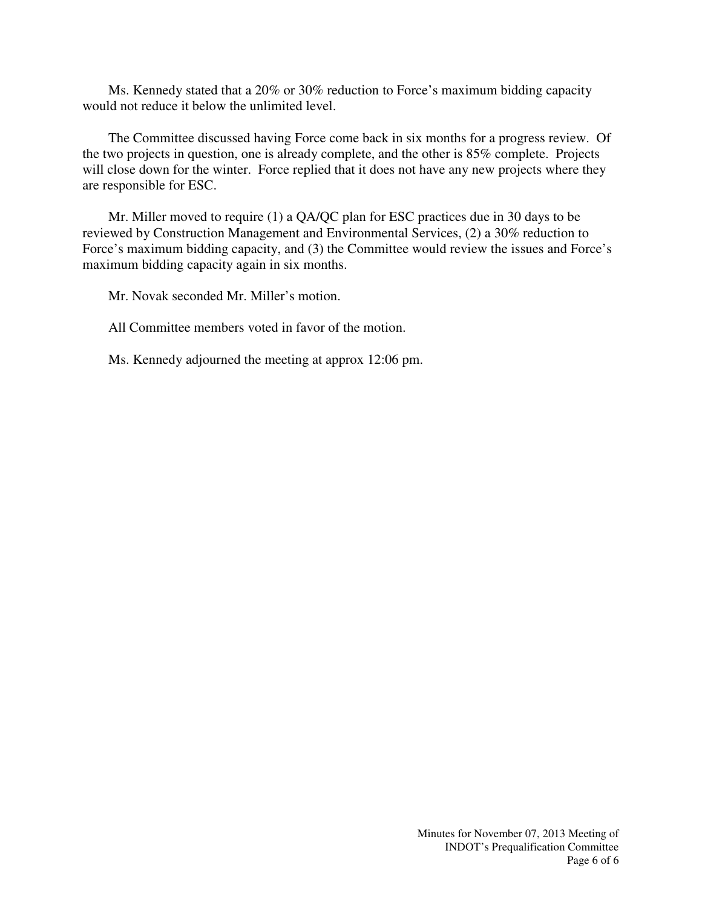Ms. Kennedy stated that a 20% or 30% reduction to Force's maximum bidding capacity would not reduce it below the unlimited level.

The Committee discussed having Force come back in six months for a progress review. Of the two projects in question, one is already complete, and the other is 85% complete. Projects will close down for the winter. Force replied that it does not have any new projects where they are responsible for ESC.

Mr. Miller moved to require (1) a QA/QC plan for ESC practices due in 30 days to be reviewed by Construction Management and Environmental Services, (2) a 30% reduction to Force's maximum bidding capacity, and (3) the Committee would review the issues and Force's maximum bidding capacity again in six months.

Mr. Novak seconded Mr. Miller's motion.

All Committee members voted in favor of the motion.

Ms. Kennedy adjourned the meeting at approx 12:06 pm.